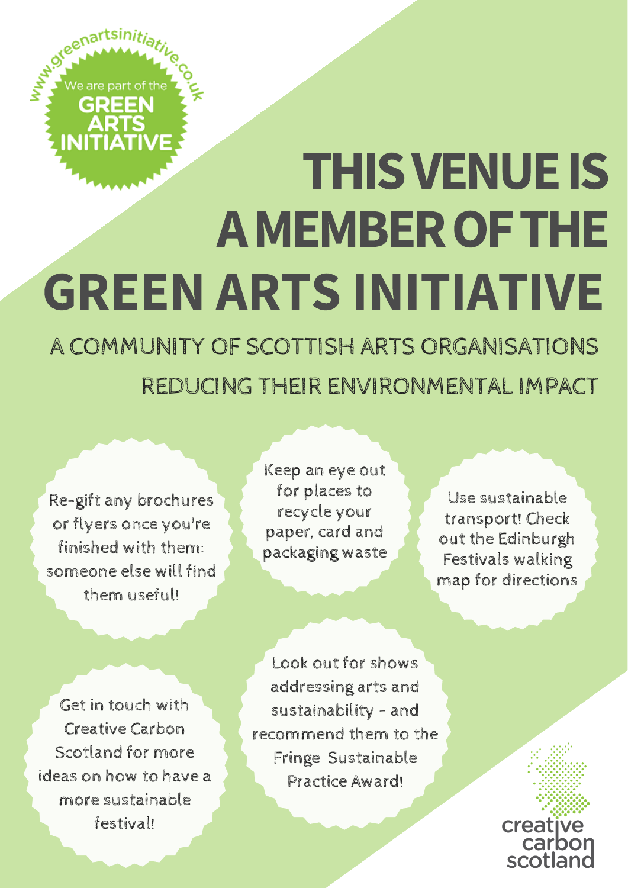www.greenartsinitiative.co.uk

We are part of the GREEN ARTS INITIATIVE

# THIS VENUE IS A MEMBER OF THE GREEN ARTS INITIATIVE

## A COMMUNITY OF SCOTTISH ARTS ORGANISATIONS REDUCING THEIR ENVIRONMENTAL IMPACT

Re-gift any brochures or flyers once you're finished with them: someone else will find them useful!

Keep an eye out for places to recycle your paper, card and packaging waste

Use sustainable transport! Check out the Edinburgh Festivals walking map for directions

Get in touch with Creative Carbon Scotland for more ideas on how to have a more sustainable festival!

Look out for shows addressing arts and sustainability - and recommend them to the Fringe Sustainable Practice Award!

creative carbon scotland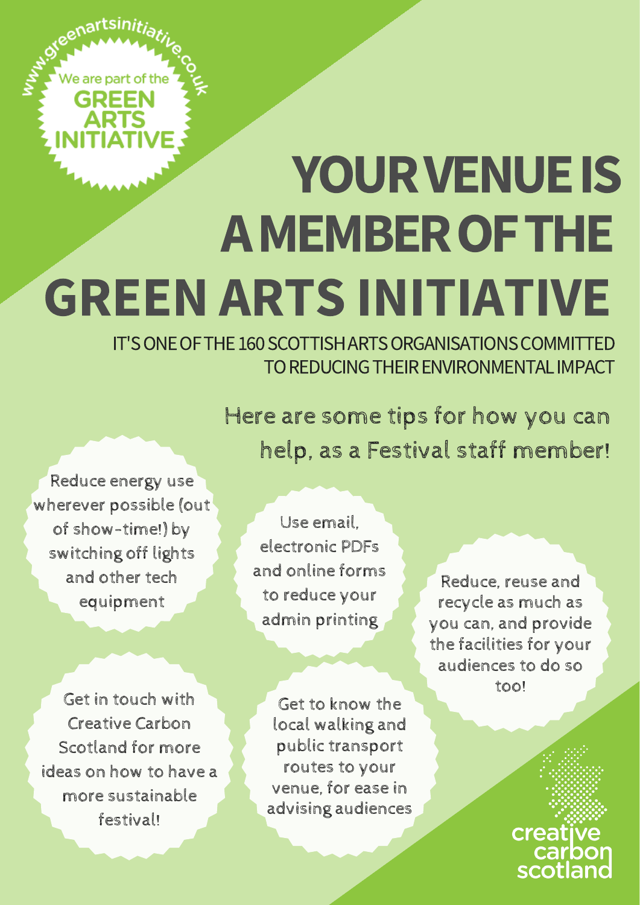www.greenartsinitiative.co.uk

We are part of the GREEN ARTS INITIATIVE

# YOUR VENUE IS A MEMBER OF THE GREEN ARTS INITIATIVE

IT'S ONE OF THE 160 SCOTTISH ARTS ORGANISATIONS COMMITTED TO REDUCING THEIR ENVIRONMENTAL IMPACT

## Here are some tips for how you can help, as a Festival staff member!

- Reduce energy use wherever possible (out of show-time!) by switching off lights and other tech equipment
- Use email, electronic PDFs and online forms to reduce your admin printing
- Reduce, reuse and recycle as much as you can, and provide the facilities for your audiences to do so too!
- Get in touch with Creative Carbon Scotland for more ideas on how to have a more sustainable festival!
- Get to know the local walking and public transport routes to your venue, for ease in advising audiences

creative carbon scotland